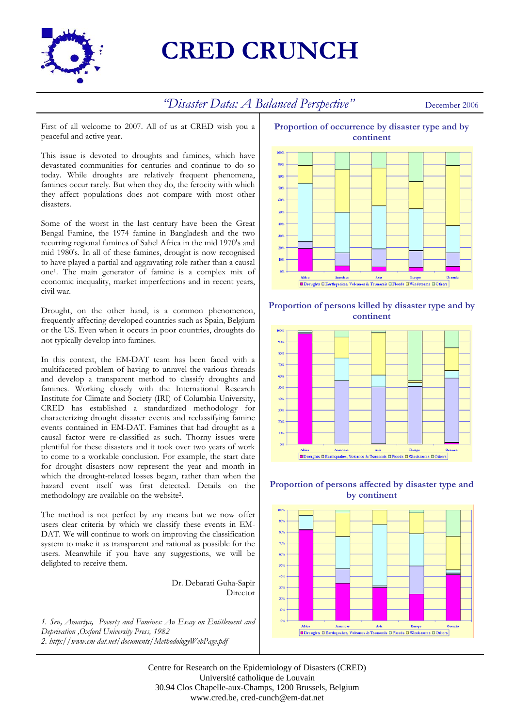# CRED CRUNCH

## *"Disaster Data: A Balanced Perspective"*

December 2006

First of all welcome to 2007. All of us at CRED wish you a peaceful and active year.

This issue is devoted to droughts and famines, which have devastated communities for centuries and continue to do so today. While droughts are relatively frequent phenomena, famines occur rarely. But when they do, the ferocity with which they affect populations does not compare with most other disasters.

Some of the worst in the last century have been the Great Bengal Famine, the 1974 famine in Bangladesh and the two recurring regional famines of Sahel Africa in the mid 1970's and mid 1980's. In all of these famines, drought is now recognised to have played a partial and aggravating role rather than a causal one[1]. The main generator of famine is a complex mix of economic inequality, market imperfections and in recent years, civil war.

Drought, on the other hand, is a common phenomenon, frequently affecting developed countries such as Spain, Belgium or the US. Even when it occurs in poor countries, droughts do not typically develop into famines.

In this context, the EM-DAT team has been faced with a multifaceted problem of having to unravel the various threads and develop a transparent method to classify droughts and famines. Working closely with the International Research Institute for Climate and Society (IRI) of Columbia University, CRED has established a standardized methodology for characterizing drought disaster events and reclassifying famine events contained in EM-DAT. Famines that had drought as a causal factor were re-classified as such. Thorny issues were plentiful for these disasters and it took over two years of work to come to a workable conclusion. For example, the start date for drought disasters now represent the year and month in which the drought-related losses began, rather than when the hazard event itself was first detected. Details on the methodology are available on the website[2].

The method is not perfect by any means but we now offer users clear criteria by which we classify these events in EM-DAT. We will continue to work on improving the classification system to make it as transparent and rational as possible for the users. Meanwhile if you have any suggestions, we will be delighted to receive them.

Dr. Debarati Guha-Sapir
Director

*1. Sen, Amartya, Poverty and Famines: An Essay on Entitlement and Deprivation ,Oxford University Press, 1982*
*2. http://www.em-dat.net/documents/MethodologyWebPage.pdf*

**Proportion of occurrence by disaster type and by continent**

**Proportion of persons killed by disaster type and by continent**

**Proportion of persons affected by disaster type and by continent**

Centre for Research on the Epidemiology of Disasters (CRED)
Université catholique de Louvain
30.94 Clos Chapelle-aux-Champs, 1200 Brussels, Belgium
www.cred.be, cred-cunch@em-dat.net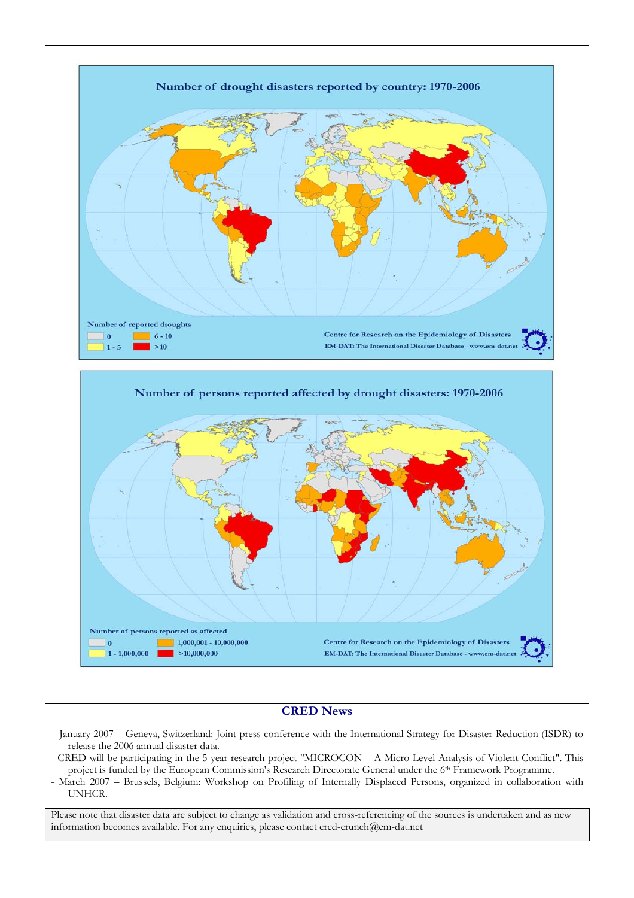Number of drought disasters reported by country: 1970-2006

Number of reported droughts

0

1 - 5

6 - 10

>10

Centre for Research on the Epidemiology of Disasters

EM-DAT: The International Disaster Database - www.em-dat.net

Number of persons reported affected by drought disasters: 1970-2006

Number of persons reported as affected

0

1 - 1,000,000

1,000,001 - 10,000,000

>10,000,000

Centre for Research on the Epidemiology of Disasters

EM-DAT: The International Disaster Database - www.em-dat.net

## CRED News

- January 2007 – Geneva, Switzerland: Joint press conference with the International Strategy for Disaster Reduction (ISDR) to release the 2006 annual disaster data.
- CRED will be participating in the 5-year research project "MICROCON – A Micro-Level Analysis of Violent Conflict". This project is funded by the European Commission's Research Directorate General under the 6th Framework Programme.
- March 2007 – Brussels, Belgium: Workshop on Profiling of Internally Displaced Persons, organized in collaboration with UNHCR.

Please note that disaster data are subject to change as validation and cross-referencing of the sources is undertaken and as new information becomes available. For any enquiries, please contact cred-crunch@em-dat.net